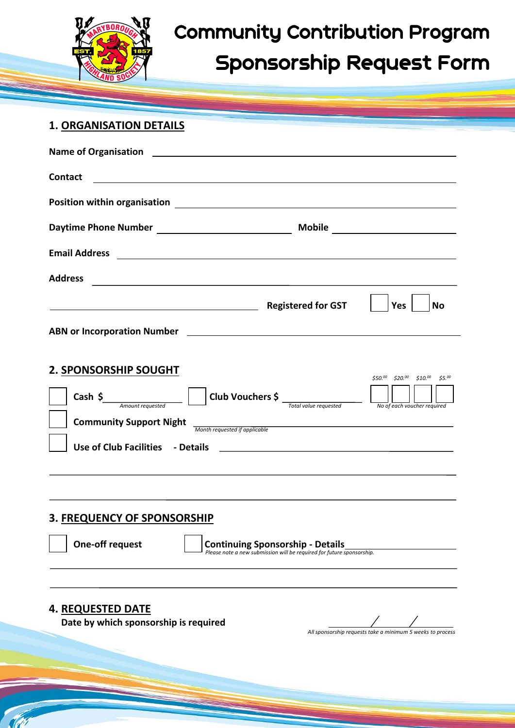# Community Contribution Program
# Sponsorship Request Form

## 1. ORGANISATION DETAILS

**Name of Organisation** ____________________

**Contact** ____________________

**Position within organisation** ____________________

**Daytime Phone Number** ____________________ **Mobile** ____________________

**Email Address** ____________________

**Address** ____________________

____________________ **Registered for GST** ☐ **Yes** ☐ **No**

**ABN or Incorporation Number** ____________________

## 2. SPONSORSHIP SOUGHT

☐ **Cash $** ____________________ *Amount requested*

☐ **Club Vouchers $** ____________________ *Total value requested*

*$50.00* ☐ *$20.00* ☐ *$10.00* ☐ *$5.00* ☐ *No of each voucher required*

☐ **Community Support Night** ____________________ *Month requested if applicable*

☐ **Use of Club Facilities - Details** ____________________

____________________

____________________

## 3. FREQUENCY OF SPONSORSHIP

☐ **One-off request**

☐ **Continuing Sponsorship - Details** ____________________
*Please note a new submission will be required for future sponsorship.*

____________________

____________________

## 4. REQUESTED DATE

**Date by which sponsorship is required** ____ / ____ / ____

*All sponsorship requests take a minimum 5 weeks to process*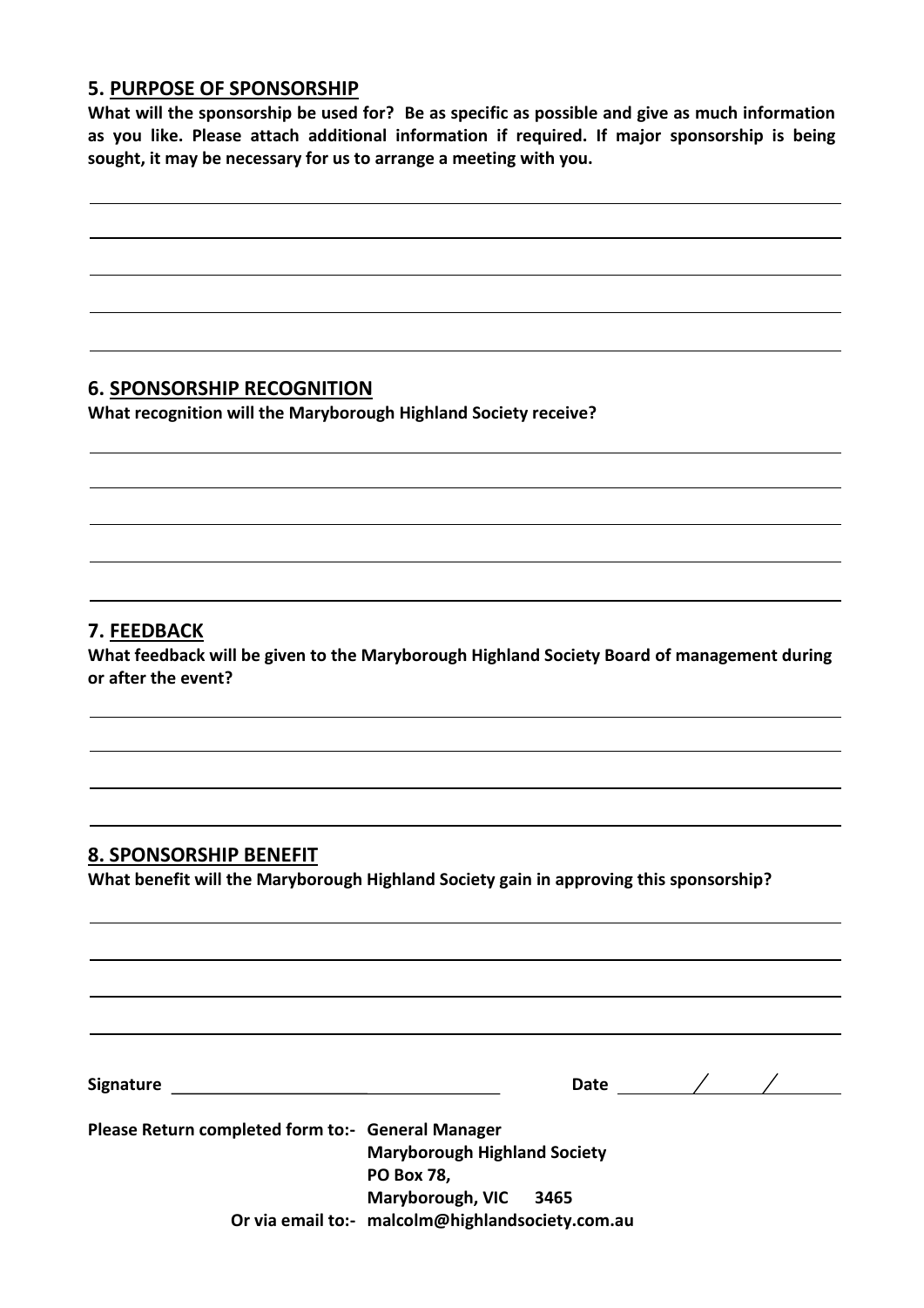## 5. PURPOSE OF SPONSORSHIP

**What will the sponsorship be used for? Be as specific as possible and give as much information as you like. Please attach additional information if required. If major sponsorship is being sought, it may be necessary for us to arrange a meeting with you.**

## 6. SPONSORSHIP RECOGNITION

**What recognition will the Maryborough Highland Society receive?**

## 7. FEEDBACK

**What feedback will be given to the Maryborough Highland Society Board of management during or after the event?**

## 8. SPONSORSHIP BENEFIT

**What benefit will the Maryborough Highland Society gain in approving this sponsorship?**

**Signature** \_\_\_\_\_\_\_\_\_\_\_\_\_\_\_\_\_\_\_\_\_\_\_\_\_\_\_\_ **Date** \_\_\_\_ / \_\_\_\_ / \_\_\_\_

**Please Return completed form to:- General Manager**
**Maryborough Highland Society**
**PO Box 78,**
**Maryborough, VIC 3465**
**Or via email to:- malcolm@highlandsociety.com.au**